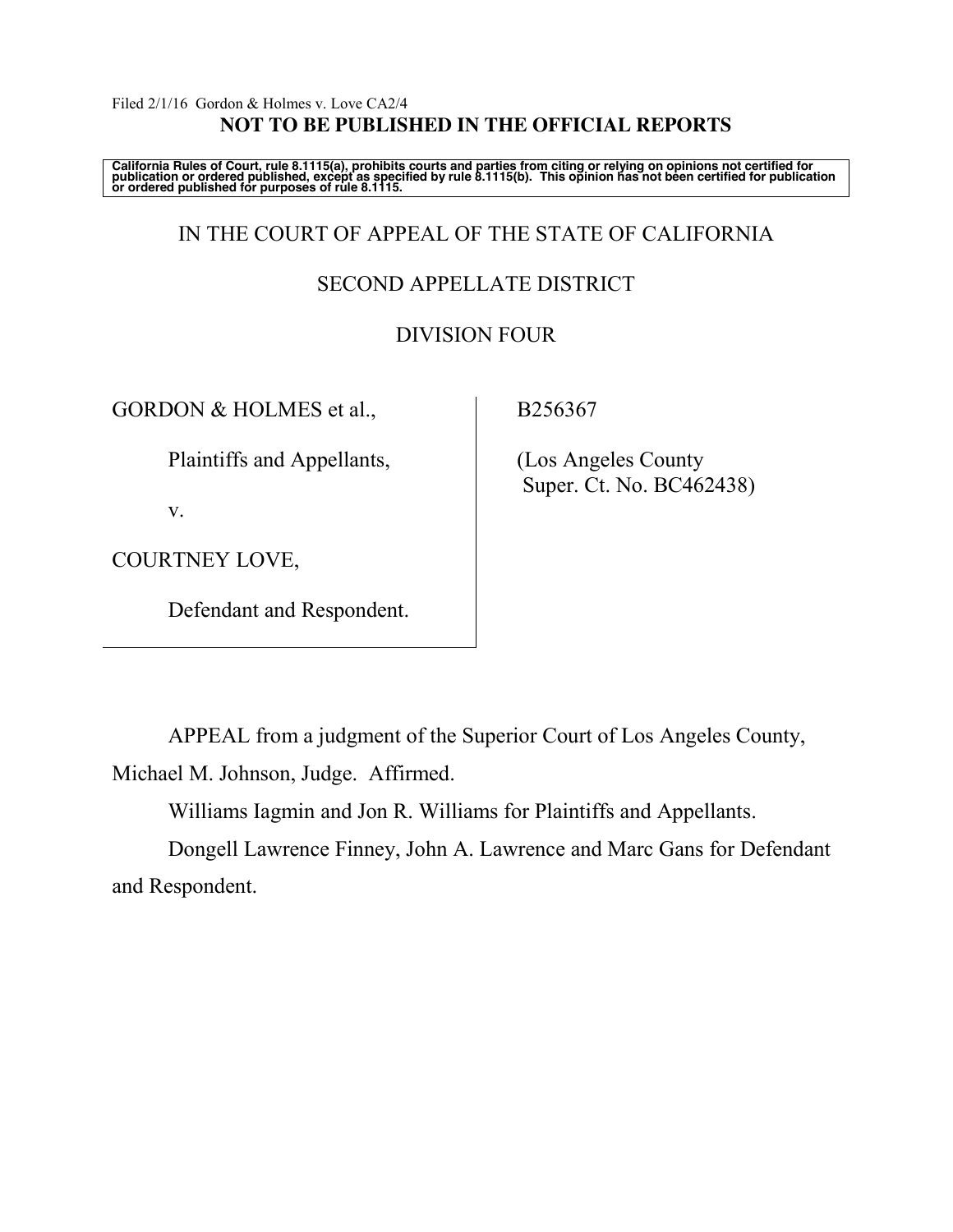Filed 2/1/16 Gordon & Holmes v. Love CA2/4

**NOT TO BE PUBLISHED IN THE OFFICIAL REPORTS**

**California Rules of Court, rule 8.1115(a), prohibits courts and parties from citing or relying on opinions not certified for publication or ordered published, except as specified by rule 8.1115(b). This opinion has not been certified for publication or ordered published for purposes of rule 8.1115.**

IN THE COURT OF APPEAL OF THE STATE OF CALIFORNIA

SECOND APPELLATE DISTRICT

DIVISION FOUR

GORDON & HOLMES et al.,

Plaintiffs and Appellants,

v.

COURTNEY LOVE,

Defendant and Respondent.

B256367

(Los Angeles County Super. Ct. No. BC462438)

APPEAL from a judgment of the Superior Court of Los Angeles County, Michael M. Johnson, Judge. Affirmed.

Williams Iagmin and Jon R. Williams for Plaintiffs and Appellants.

Dongell Lawrence Finney, John A. Lawrence and Marc Gans for Defendant and Respondent.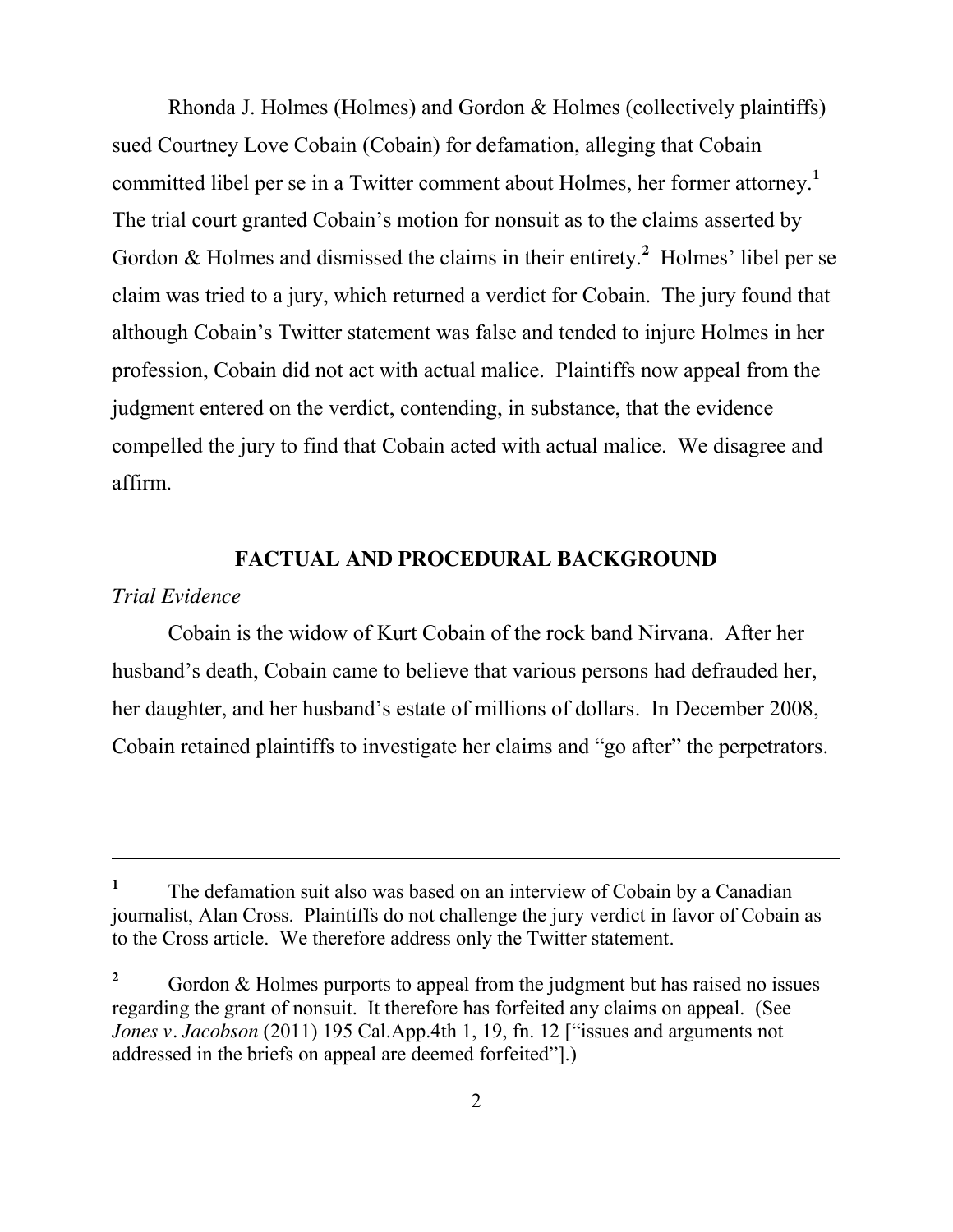Rhonda J. Holmes (Holmes) and Gordon & Holmes (collectively plaintiffs) sued Courtney Love Cobain (Cobain) for defamation, alleging that Cobain committed libel per se in a Twitter comment about Holmes, her former attorney.[1] The trial court granted Cobain's motion for nonsuit as to the claims asserted by Gordon & Holmes and dismissed the claims in their entirety.[2] Holmes' libel per se claim was tried to a jury, which returned a verdict for Cobain. The jury found that although Cobain's Twitter statement was false and tended to injure Holmes in her profession, Cobain did not act with actual malice. Plaintiffs now appeal from the judgment entered on the verdict, contending, in substance, that the evidence compelled the jury to find that Cobain acted with actual malice. We disagree and affirm.

## FACTUAL AND PROCEDURAL BACKGROUND

*Trial Evidence*

Cobain is the widow of Kurt Cobain of the rock band Nirvana. After her husband's death, Cobain came to believe that various persons had defrauded her, her daughter, and her husband's estate of millions of dollars. In December 2008, Cobain retained plaintiffs to investigate her claims and "go after" the perpetrators.

---

[1] The defamation suit also was based on an interview of Cobain by a Canadian journalist, Alan Cross. Plaintiffs do not challenge the jury verdict in favor of Cobain as to the Cross article. We therefore address only the Twitter statement.

[2] Gordon & Holmes purports to appeal from the judgment but has raised no issues regarding the grant of nonsuit. It therefore has forfeited any claims on appeal. (See *Jones v. Jacobson* (2011) 195 Cal.App.4th 1, 19, fn. 12 ["issues and arguments not addressed in the briefs on appeal are deemed forfeited"].)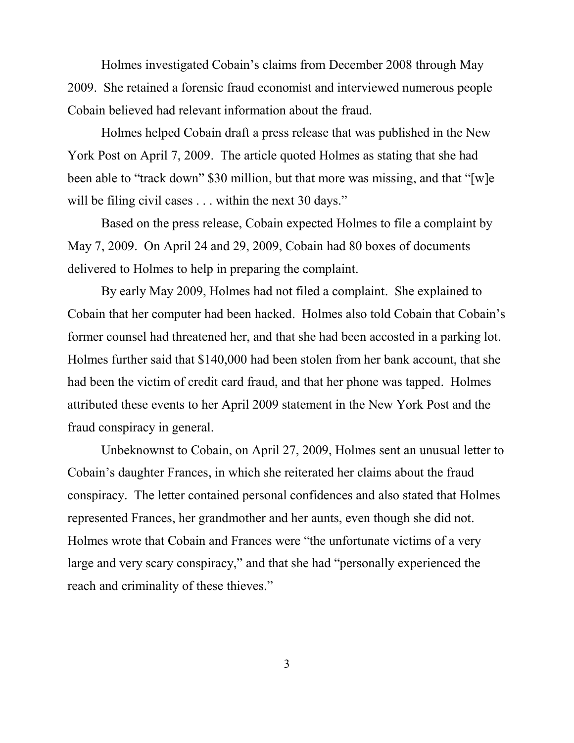Holmes investigated Cobain's claims from December 2008 through May 2009. She retained a forensic fraud economist and interviewed numerous people Cobain believed had relevant information about the fraud.

Holmes helped Cobain draft a press release that was published in the New York Post on April 7, 2009. The article quoted Holmes as stating that she had been able to "track down" $30 million, but that more was missing, and that "[w]e will be filing civil cases . . . within the next 30 days."

Based on the press release, Cobain expected Holmes to file a complaint by May 7, 2009. On April 24 and 29, 2009, Cobain had 80 boxes of documents delivered to Holmes to help in preparing the complaint.

By early May 2009, Holmes had not filed a complaint. She explained to Cobain that her computer had been hacked. Holmes also told Cobain that Cobain's former counsel had threatened her, and that she had been accosted in a parking lot. Holmes further said that $140,000 had been stolen from her bank account, that she had been the victim of credit card fraud, and that her phone was tapped. Holmes attributed these events to her April 2009 statement in the New York Post and the fraud conspiracy in general.

Unbeknownst to Cobain, on April 27, 2009, Holmes sent an unusual letter to Cobain's daughter Frances, in which she reiterated her claims about the fraud conspiracy. The letter contained personal confidences and also stated that Holmes represented Frances, her grandmother and her aunts, even though she did not. Holmes wrote that Cobain and Frances were "the unfortunate victims of a very large and very scary conspiracy," and that she had "personally experienced the reach and criminality of these thieves."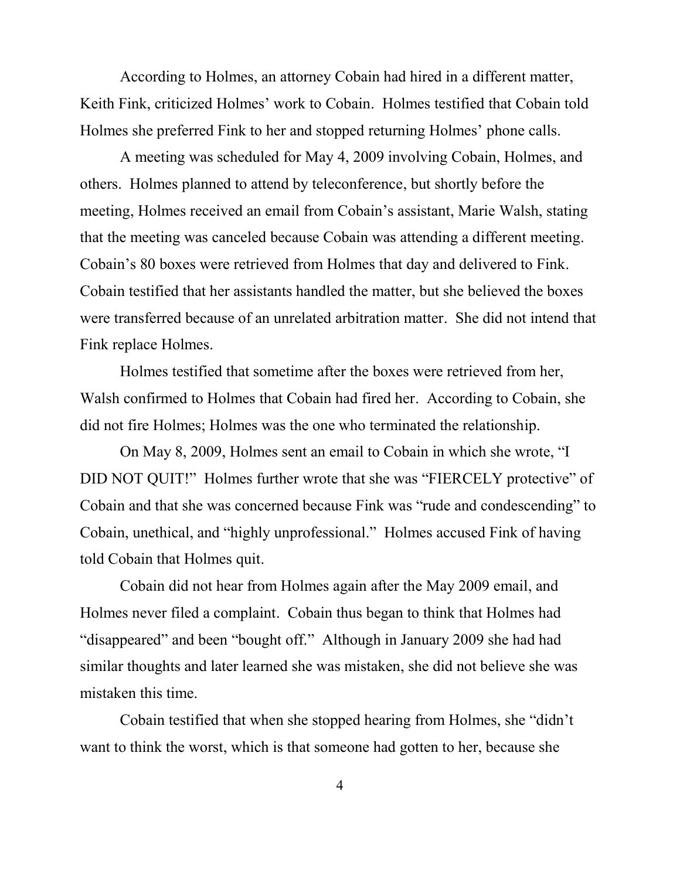According to Holmes, an attorney Cobain had hired in a different matter, Keith Fink, criticized Holmes' work to Cobain. Holmes testified that Cobain told Holmes she preferred Fink to her and stopped returning Holmes' phone calls.

A meeting was scheduled for May 4, 2009 involving Cobain, Holmes, and others. Holmes planned to attend by teleconference, but shortly before the meeting, Holmes received an email from Cobain's assistant, Marie Walsh, stating that the meeting was canceled because Cobain was attending a different meeting. Cobain's 80 boxes were retrieved from Holmes that day and delivered to Fink. Cobain testified that her assistants handled the matter, but she believed the boxes were transferred because of an unrelated arbitration matter. She did not intend that Fink replace Holmes.

Holmes testified that sometime after the boxes were retrieved from her, Walsh confirmed to Holmes that Cobain had fired her. According to Cobain, she did not fire Holmes; Holmes was the one who terminated the relationship.

On May 8, 2009, Holmes sent an email to Cobain in which she wrote, "I DID NOT QUIT!" Holmes further wrote that she was "FIERCELY protective" of Cobain and that she was concerned because Fink was "rude and condescending" to Cobain, unethical, and "highly unprofessional." Holmes accused Fink of having told Cobain that Holmes quit.

Cobain did not hear from Holmes again after the May 2009 email, and Holmes never filed a complaint. Cobain thus began to think that Holmes had "disappeared" and been "bought off." Although in January 2009 she had had similar thoughts and later learned she was mistaken, she did not believe she was mistaken this time.

Cobain testified that when she stopped hearing from Holmes, she "didn't want to think the worst, which is that someone had gotten to her, because she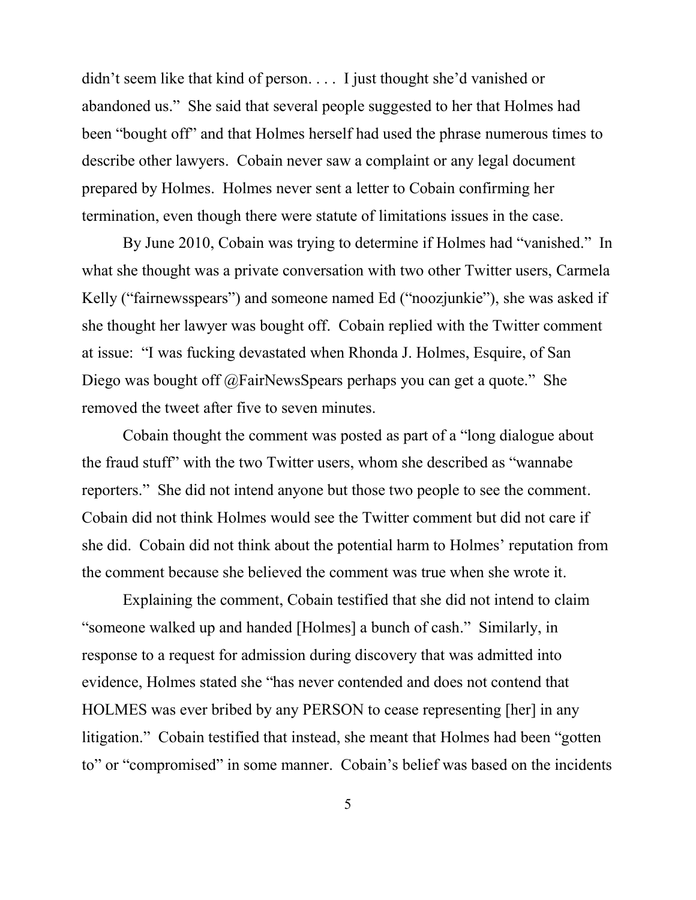didn't seem like that kind of person. . . . I just thought she'd vanished or abandoned us." She said that several people suggested to her that Holmes had been "bought off" and that Holmes herself had used the phrase numerous times to describe other lawyers. Cobain never saw a complaint or any legal document prepared by Holmes. Holmes never sent a letter to Cobain confirming her termination, even though there were statute of limitations issues in the case.

By June 2010, Cobain was trying to determine if Holmes had "vanished." In what she thought was a private conversation with two other Twitter users, Carmela Kelly ("fairnewsspears") and someone named Ed ("noozjunkie"), she was asked if she thought her lawyer was bought off. Cobain replied with the Twitter comment at issue: "I was fucking devastated when Rhonda J. Holmes, Esquire, of San Diego was bought off @FairNewsSpears perhaps you can get a quote." She removed the tweet after five to seven minutes.

Cobain thought the comment was posted as part of a "long dialogue about the fraud stuff" with the two Twitter users, whom she described as "wannabe reporters." She did not intend anyone but those two people to see the comment. Cobain did not think Holmes would see the Twitter comment but did not care if she did. Cobain did not think about the potential harm to Holmes' reputation from the comment because she believed the comment was true when she wrote it.

Explaining the comment, Cobain testified that she did not intend to claim "someone walked up and handed [Holmes] a bunch of cash." Similarly, in response to a request for admission during discovery that was admitted into evidence, Holmes stated she "has never contended and does not contend that HOLMES was ever bribed by any PERSON to cease representing [her] in any litigation." Cobain testified that instead, she meant that Holmes had been "gotten to" or "compromised" in some manner. Cobain's belief was based on the incidents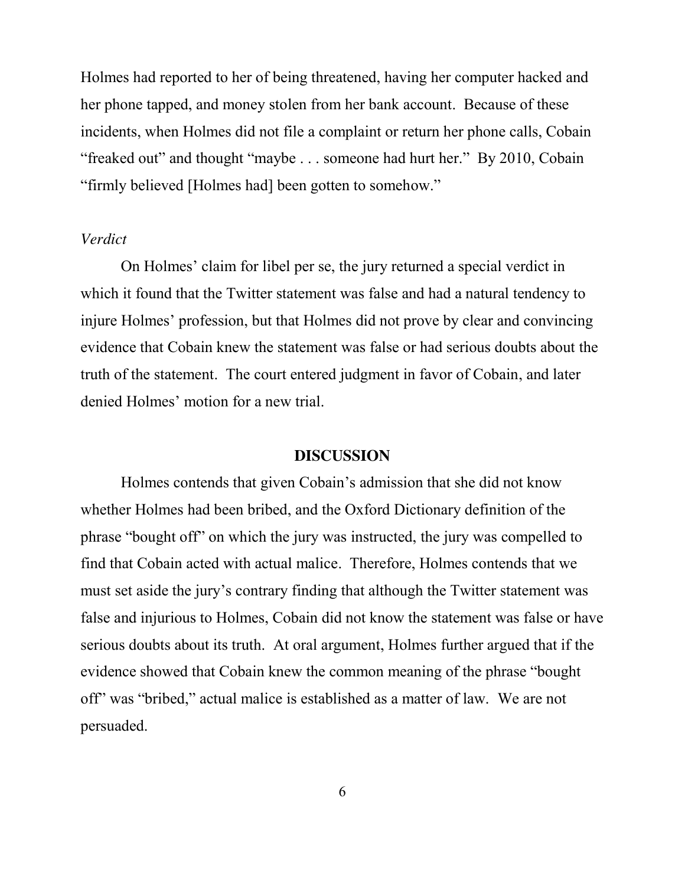Holmes had reported to her of being threatened, having her computer hacked and her phone tapped, and money stolen from her bank account. Because of these incidents, when Holmes did not file a complaint or return her phone calls, Cobain "freaked out" and thought "maybe . . . someone had hurt her." By 2010, Cobain "firmly believed [Holmes had] been gotten to somehow."

*Verdict*

On Holmes' claim for libel per se, the jury returned a special verdict in which it found that the Twitter statement was false and had a natural tendency to injure Holmes' profession, but that Holmes did not prove by clear and convincing evidence that Cobain knew the statement was false or had serious doubts about the truth of the statement. The court entered judgment in favor of Cobain, and later denied Holmes' motion for a new trial.

## DISCUSSION

Holmes contends that given Cobain's admission that she did not know whether Holmes had been bribed, and the Oxford Dictionary definition of the phrase "bought off" on which the jury was instructed, the jury was compelled to find that Cobain acted with actual malice. Therefore, Holmes contends that we must set aside the jury's contrary finding that although the Twitter statement was false and injurious to Holmes, Cobain did not know the statement was false or have serious doubts about its truth. At oral argument, Holmes further argued that if the evidence showed that Cobain knew the common meaning of the phrase "bought off" was "bribed," actual malice is established as a matter of law. We are not persuaded.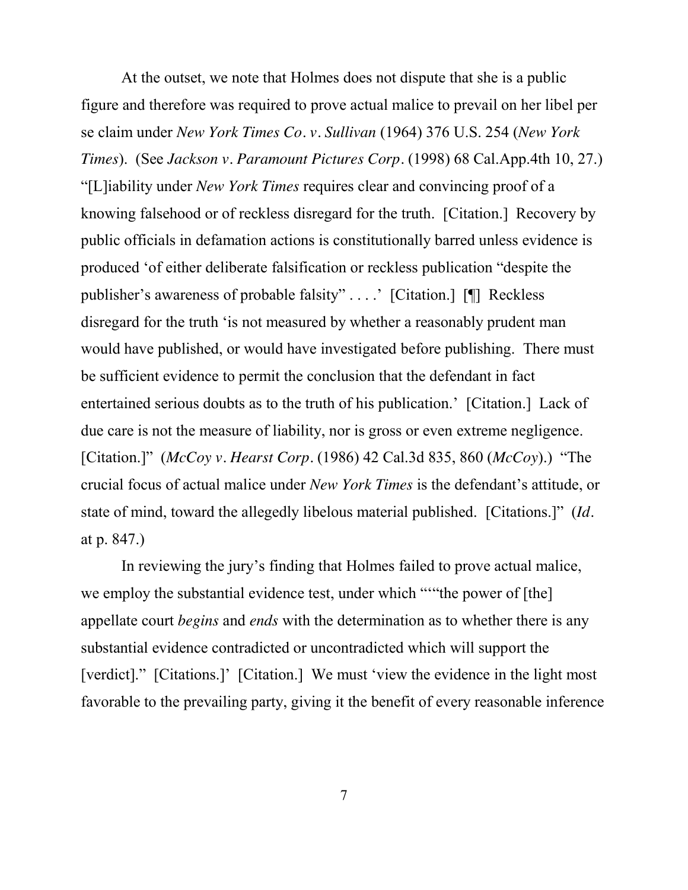At the outset, we note that Holmes does not dispute that she is a public figure and therefore was required to prove actual malice to prevail on her libel per se claim under *New York Times Co. v. Sullivan* (1964) 376 U.S. 254 (*New York Times*). (See *Jackson v. Paramount Pictures Corp.* (1998) 68 Cal.App.4th 10, 27.) "[L]iability under *New York Times* requires clear and convincing proof of a knowing falsehood or of reckless disregard for the truth. [Citation.] Recovery by public officials in defamation actions is constitutionally barred unless evidence is produced 'of either deliberate falsification or reckless publication "despite the publisher's awareness of probable falsity" . . . .' [Citation.] [¶] Reckless disregard for the truth 'is not measured by whether a reasonably prudent man would have published, or would have investigated before publishing. There must be sufficient evidence to permit the conclusion that the defendant in fact entertained serious doubts as to the truth of his publication.' [Citation.] Lack of due care is not the measure of liability, nor is gross or even extreme negligence. [Citation.]" (*McCoy v. Hearst Corp.* (1986) 42 Cal.3d 835, 860 (*McCoy*).) "The crucial focus of actual malice under *New York Times* is the defendant's attitude, or state of mind, toward the allegedly libelous material published. [Citations.]" (*Id.* at p. 847.)

In reviewing the jury's finding that Holmes failed to prove actual malice, we employ the substantial evidence test, under which ""the power of [the] appellate court *begins* and *ends* with the determination as to whether there is any substantial evidence contradicted or uncontradicted which will support the [verdict]." [Citations.]' [Citation.] We must 'view the evidence in the light most favorable to the prevailing party, giving it the benefit of every reasonable inference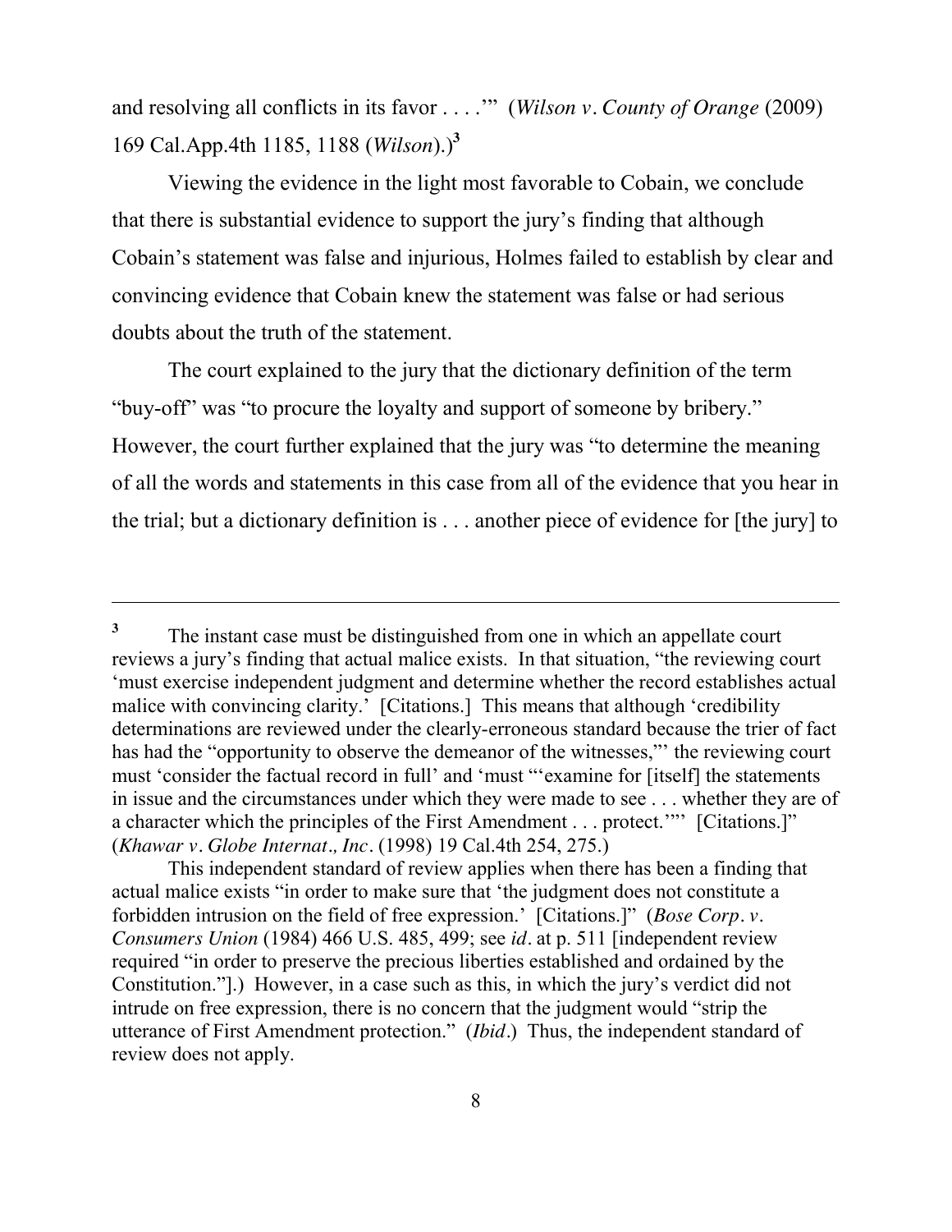and resolving all conflicts in its favor . . . .'" (*Wilson v. County of Orange* (2009) 169 Cal.App.4th 1185, 1188 (*Wilson*).)[3]

Viewing the evidence in the light most favorable to Cobain, we conclude that there is substantial evidence to support the jury's finding that although Cobain's statement was false and injurious, Holmes failed to establish by clear and convincing evidence that Cobain knew the statement was false or had serious doubts about the truth of the statement.

The court explained to the jury that the dictionary definition of the term "buy-off" was "to procure the loyalty and support of someone by bribery." However, the court further explained that the jury was "to determine the meaning of all the words and statements in this case from all of the evidence that you hear in the trial; but a dictionary definition is . . . another piece of evidence for [the jury] to

---

[3] The instant case must be distinguished from one in which an appellate court reviews a jury's finding that actual malice exists. In that situation, "the reviewing court 'must exercise independent judgment and determine whether the record establishes actual malice with convincing clarity.' [Citations.] This means that although 'credibility determinations are reviewed under the clearly-erroneous standard because the trier of fact has had the "opportunity to observe the demeanor of the witnesses,"' the reviewing court must 'consider the factual record in full' and 'must "'examine for [itself] the statements in issue and the circumstances under which they were made to see . . . whether they are of a character which the principles of the First Amendment . . . protect.'"' [Citations.]" (*Khawar v. Globe Internat., Inc.* (1998) 19 Cal.4th 254, 275.)

This independent standard of review applies when there has been a finding that actual malice exists "in order to make sure that 'the judgment does not constitute a forbidden intrusion on the field of free expression.' [Citations.]" (*Bose Corp. v. Consumers Union* (1984) 466 U.S. 485, 499; see *id*. at p. 511 [independent review required "in order to preserve the precious liberties established and ordained by the Constitution."].) However, in a case such as this, in which the jury's verdict did not intrude on free expression, there is no concern that the judgment would "strip the utterance of First Amendment protection." (*Ibid*.) Thus, the independent standard of review does not apply.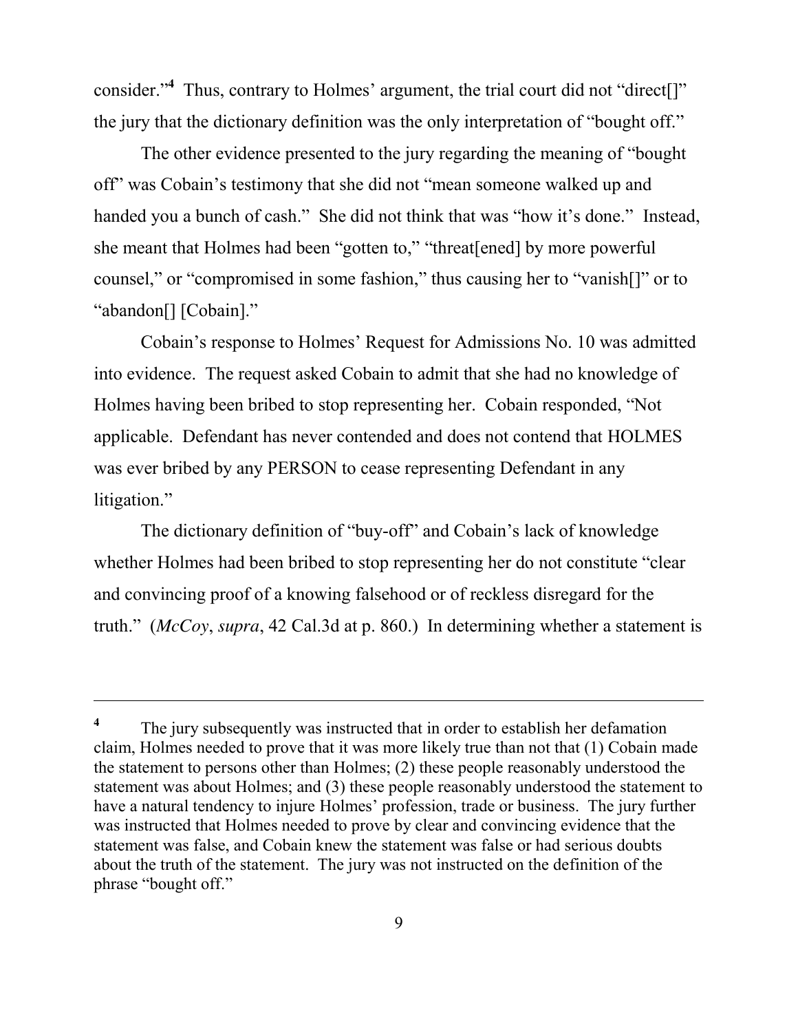consider."[4] Thus, contrary to Holmes' argument, the trial court did not "direct[]" the jury that the dictionary definition was the only interpretation of "bought off."

The other evidence presented to the jury regarding the meaning of "bought off" was Cobain's testimony that she did not "mean someone walked up and handed you a bunch of cash." She did not think that was "how it's done." Instead, she meant that Holmes had been "gotten to," "threat[ened] by more powerful counsel," or "compromised in some fashion," thus causing her to "vanish[]" or to "abandon[] [Cobain]."

Cobain's response to Holmes' Request for Admissions No. 10 was admitted into evidence. The request asked Cobain to admit that she had no knowledge of Holmes having been bribed to stop representing her. Cobain responded, "Not applicable. Defendant has never contended and does not contend that HOLMES was ever bribed by any PERSON to cease representing Defendant in any litigation."

The dictionary definition of "buy-off" and Cobain's lack of knowledge whether Holmes had been bribed to stop representing her do not constitute "clear and convincing proof of a knowing falsehood or of reckless disregard for the truth." (*McCoy*, *supra*, 42 Cal.3d at p. 860.) In determining whether a statement is

---

[4] The jury subsequently was instructed that in order to establish her defamation claim, Holmes needed to prove that it was more likely true than not that (1) Cobain made the statement to persons other than Holmes; (2) these people reasonably understood the statement was about Holmes; and (3) these people reasonably understood the statement to have a natural tendency to injure Holmes' profession, trade or business. The jury further was instructed that Holmes needed to prove by clear and convincing evidence that the statement was false, and Cobain knew the statement was false or had serious doubts about the truth of the statement. The jury was not instructed on the definition of the phrase "bought off."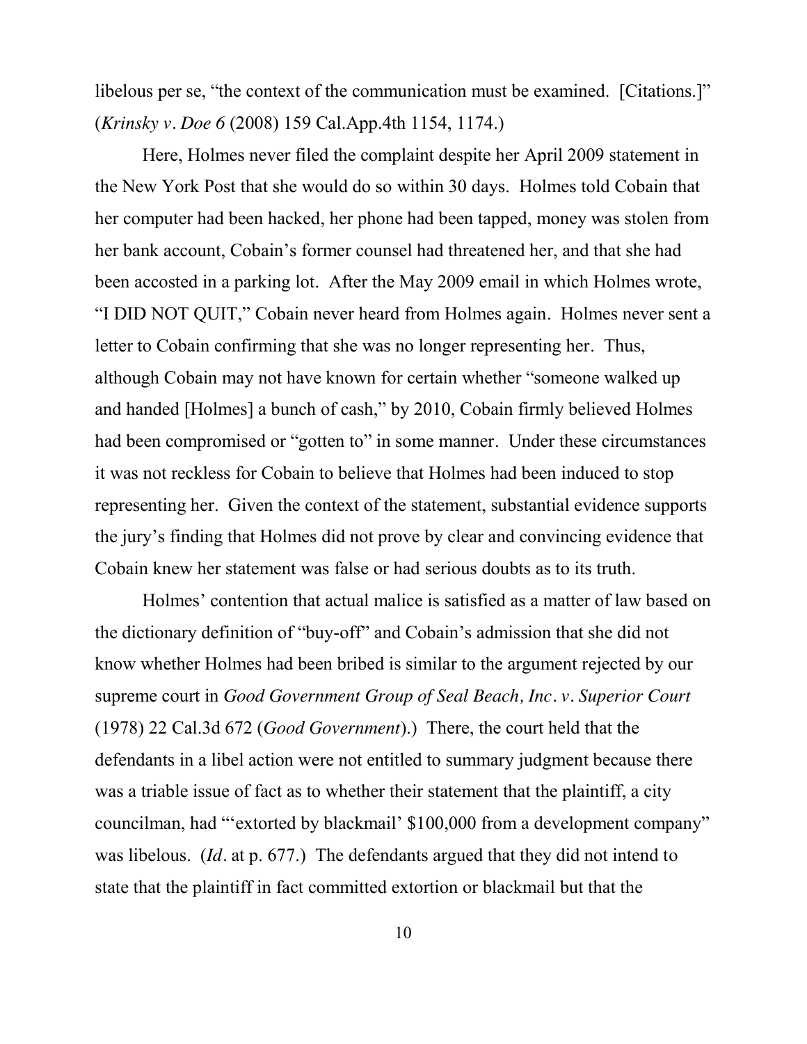libelous per se, "the context of the communication must be examined. [Citations.]" (*Krinsky v. Doe 6* (2008) 159 Cal.App.4th 1154, 1174.)

Here, Holmes never filed the complaint despite her April 2009 statement in the New York Post that she would do so within 30 days. Holmes told Cobain that her computer had been hacked, her phone had been tapped, money was stolen from her bank account, Cobain's former counsel had threatened her, and that she had been accosted in a parking lot. After the May 2009 email in which Holmes wrote, "I DID NOT QUIT," Cobain never heard from Holmes again. Holmes never sent a letter to Cobain confirming that she was no longer representing her. Thus, although Cobain may not have known for certain whether "someone walked up and handed [Holmes] a bunch of cash," by 2010, Cobain firmly believed Holmes had been compromised or "gotten to" in some manner. Under these circumstances it was not reckless for Cobain to believe that Holmes had been induced to stop representing her. Given the context of the statement, substantial evidence supports the jury's finding that Holmes did not prove by clear and convincing evidence that Cobain knew her statement was false or had serious doubts as to its truth.

Holmes' contention that actual malice is satisfied as a matter of law based on the dictionary definition of "buy-off" and Cobain's admission that she did not know whether Holmes had been bribed is similar to the argument rejected by our supreme court in *Good Government Group of Seal Beach, Inc. v. Superior Court* (1978) 22 Cal.3d 672 (*Good Government*).) There, the court held that the defendants in a libel action were not entitled to summary judgment because there was a triable issue of fact as to whether their statement that the plaintiff, a city councilman, had "'extorted by blackmail' $100,000 from a development company" was libelous. (*Id*. at p. 677.) The defendants argued that they did not intend to state that the plaintiff in fact committed extortion or blackmail but that the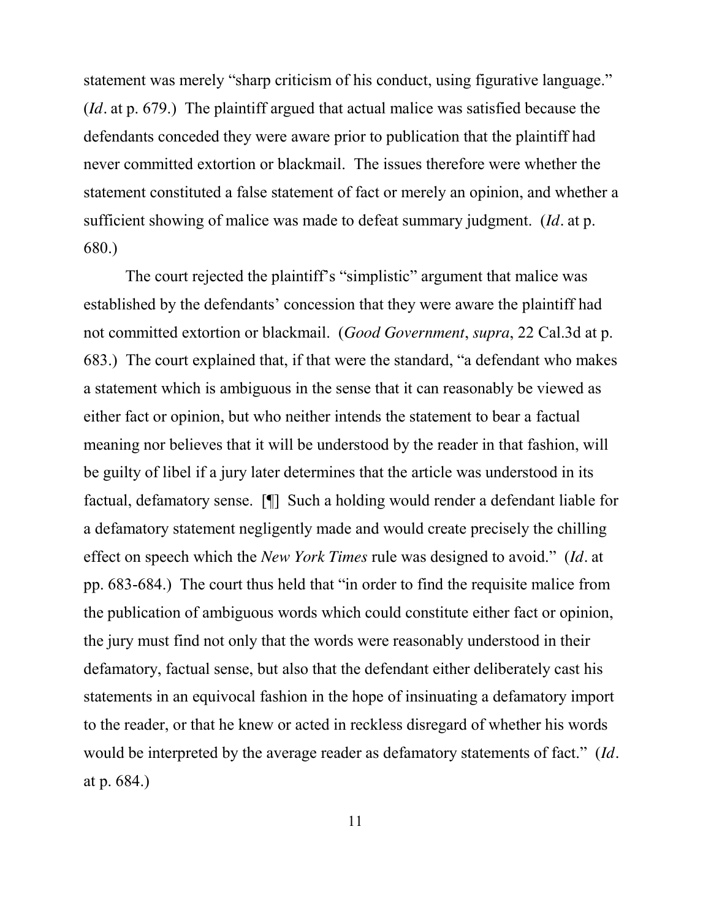statement was merely "sharp criticism of his conduct, using figurative language." (*Id*. at p. 679.) The plaintiff argued that actual malice was satisfied because the defendants conceded they were aware prior to publication that the plaintiff had never committed extortion or blackmail. The issues therefore were whether the statement constituted a false statement of fact or merely an opinion, and whether a sufficient showing of malice was made to defeat summary judgment. (*Id*. at p. 680.)

The court rejected the plaintiff's "simplistic" argument that malice was established by the defendants' concession that they were aware the plaintiff had not committed extortion or blackmail. (*Good Government*, *supra*, 22 Cal.3d at p. 683.) The court explained that, if that were the standard, "a defendant who makes a statement which is ambiguous in the sense that it can reasonably be viewed as either fact or opinion, but who neither intends the statement to bear a factual meaning nor believes that it will be understood by the reader in that fashion, will be guilty of libel if a jury later determines that the article was understood in its factual, defamatory sense. [¶] Such a holding would render a defendant liable for a defamatory statement negligently made and would create precisely the chilling effect on speech which the *New York Times* rule was designed to avoid." (*Id*. at pp. 683-684.) The court thus held that "in order to find the requisite malice from the publication of ambiguous words which could constitute either fact or opinion, the jury must find not only that the words were reasonably understood in their defamatory, factual sense, but also that the defendant either deliberately cast his statements in an equivocal fashion in the hope of insinuating a defamatory import to the reader, or that he knew or acted in reckless disregard of whether his words would be interpreted by the average reader as defamatory statements of fact." (*Id*. at p. 684.)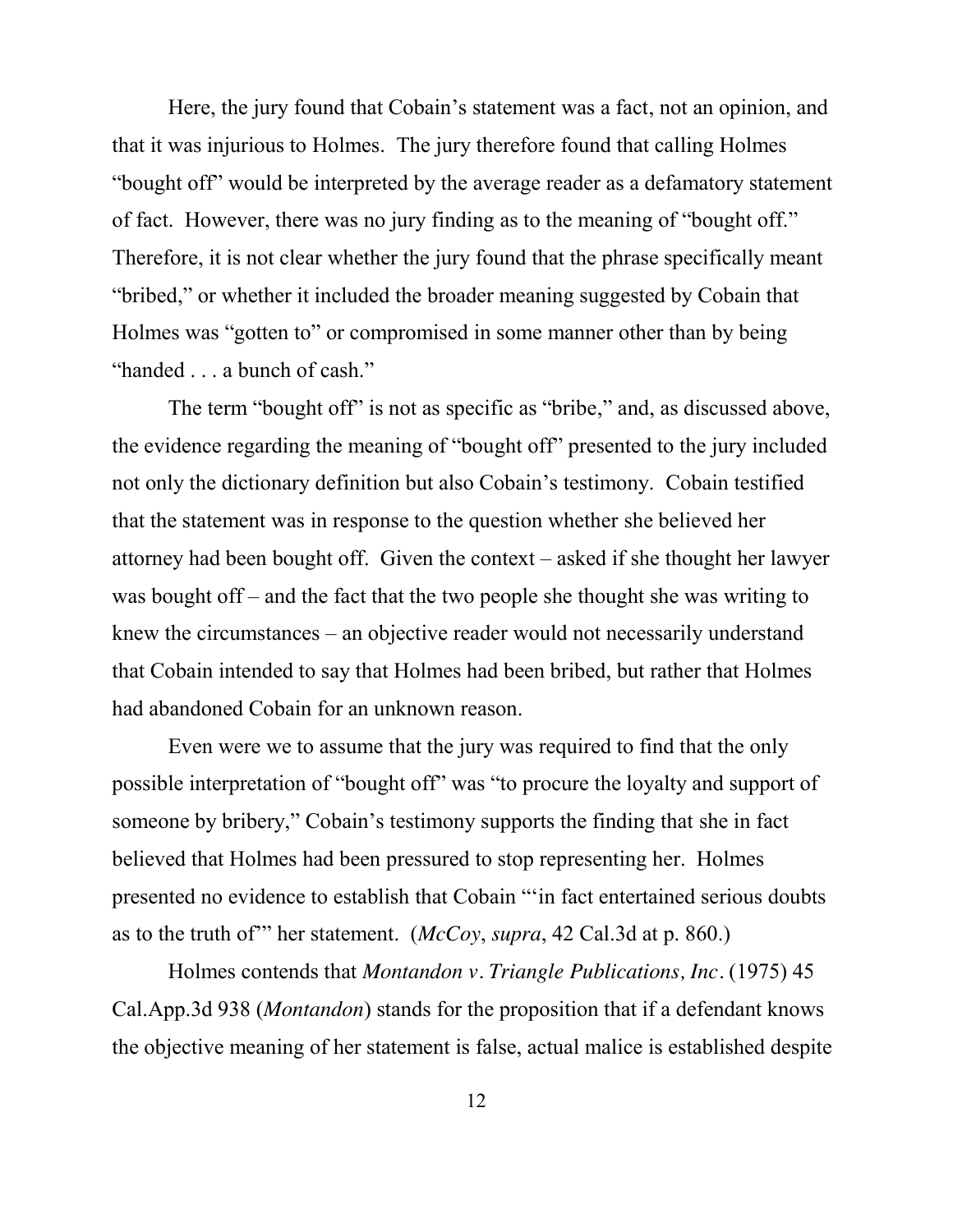Here, the jury found that Cobain's statement was a fact, not an opinion, and that it was injurious to Holmes. The jury therefore found that calling Holmes "bought off" would be interpreted by the average reader as a defamatory statement of fact. However, there was no jury finding as to the meaning of "bought off." Therefore, it is not clear whether the jury found that the phrase specifically meant "bribed," or whether it included the broader meaning suggested by Cobain that Holmes was "gotten to" or compromised in some manner other than by being "handed . . . a bunch of cash."

The term "bought off" is not as specific as "bribe," and, as discussed above, the evidence regarding the meaning of "bought off" presented to the jury included not only the dictionary definition but also Cobain's testimony. Cobain testified that the statement was in response to the question whether she believed her attorney had been bought off. Given the context – asked if she thought her lawyer was bought off – and the fact that the two people she thought she was writing to knew the circumstances – an objective reader would not necessarily understand that Cobain intended to say that Holmes had been bribed, but rather that Holmes had abandoned Cobain for an unknown reason.

Even were we to assume that the jury was required to find that the only possible interpretation of "bought off" was "to procure the loyalty and support of someone by bribery," Cobain's testimony supports the finding that she in fact believed that Holmes had been pressured to stop representing her. Holmes presented no evidence to establish that Cobain "'in fact entertained serious doubts as to the truth of'" her statement. (*McCoy*, *supra*, 42 Cal.3d at p. 860.)

Holmes contends that *Montandon v. Triangle Publications, Inc.* (1975) 45 Cal.App.3d 938 (*Montandon*) stands for the proposition that if a defendant knows the objective meaning of her statement is false, actual malice is established despite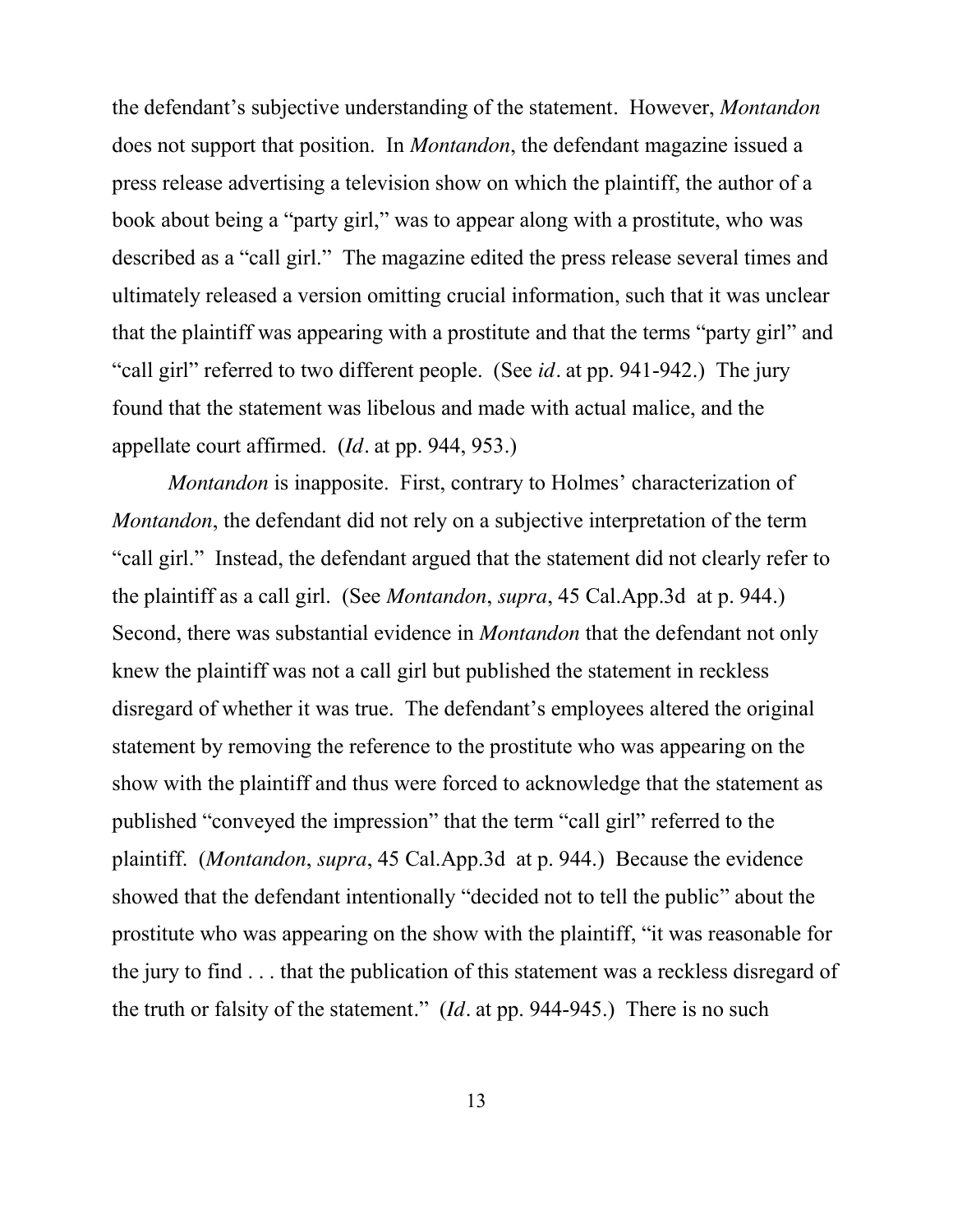the defendant's subjective understanding of the statement. However, *Montandon* does not support that position. In *Montandon*, the defendant magazine issued a press release advertising a television show on which the plaintiff, the author of a book about being a "party girl," was to appear along with a prostitute, who was described as a "call girl." The magazine edited the press release several times and ultimately released a version omitting crucial information, such that it was unclear that the plaintiff was appearing with a prostitute and that the terms "party girl" and "call girl" referred to two different people. (See *id*. at pp. 941-942.) The jury found that the statement was libelous and made with actual malice, and the appellate court affirmed. (*Id*. at pp. 944, 953.)

*Montandon* is inapposite. First, contrary to Holmes' characterization of *Montandon*, the defendant did not rely on a subjective interpretation of the term "call girl." Instead, the defendant argued that the statement did not clearly refer to the plaintiff as a call girl. (See *Montandon*, *supra*, 45 Cal.App.3d at p. 944.) Second, there was substantial evidence in *Montandon* that the defendant not only knew the plaintiff was not a call girl but published the statement in reckless disregard of whether it was true. The defendant's employees altered the original statement by removing the reference to the prostitute who was appearing on the show with the plaintiff and thus were forced to acknowledge that the statement as published "conveyed the impression" that the term "call girl" referred to the plaintiff. (*Montandon*, *supra*, 45 Cal.App.3d at p. 944.) Because the evidence showed that the defendant intentionally "decided not to tell the public" about the prostitute who was appearing on the show with the plaintiff, "it was reasonable for the jury to find . . . that the publication of this statement was a reckless disregard of the truth or falsity of the statement." (*Id*. at pp. 944-945.) There is no such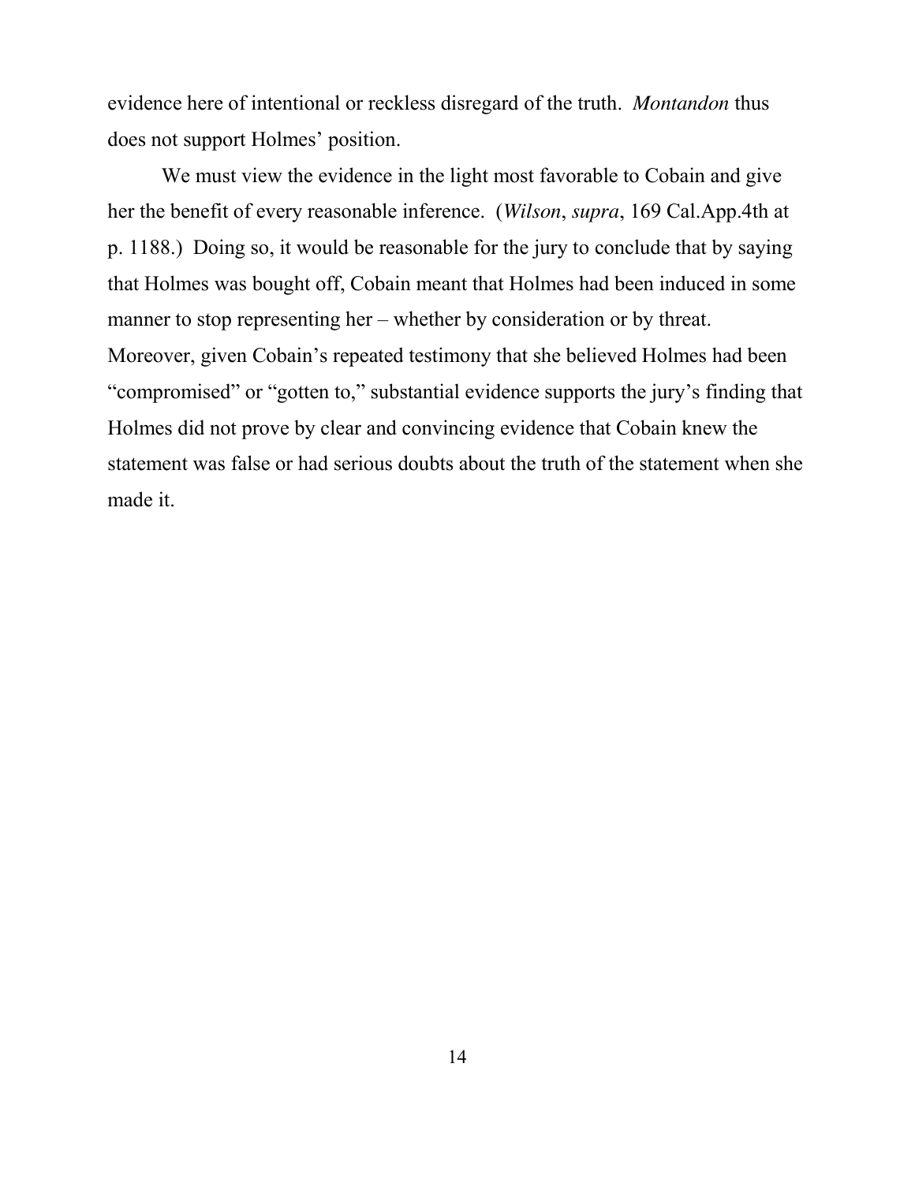evidence here of intentional or reckless disregard of the truth. *Montandon* thus does not support Holmes' position.

We must view the evidence in the light most favorable to Cobain and give her the benefit of every reasonable inference. (*Wilson*, *supra*, 169 Cal.App.4th at p. 1188.) Doing so, it would be reasonable for the jury to conclude that by saying that Holmes was bought off, Cobain meant that Holmes had been induced in some manner to stop representing her – whether by consideration or by threat. Moreover, given Cobain's repeated testimony that she believed Holmes had been "compromised" or "gotten to," substantial evidence supports the jury's finding that Holmes did not prove by clear and convincing evidence that Cobain knew the statement was false or had serious doubts about the truth of the statement when she made it.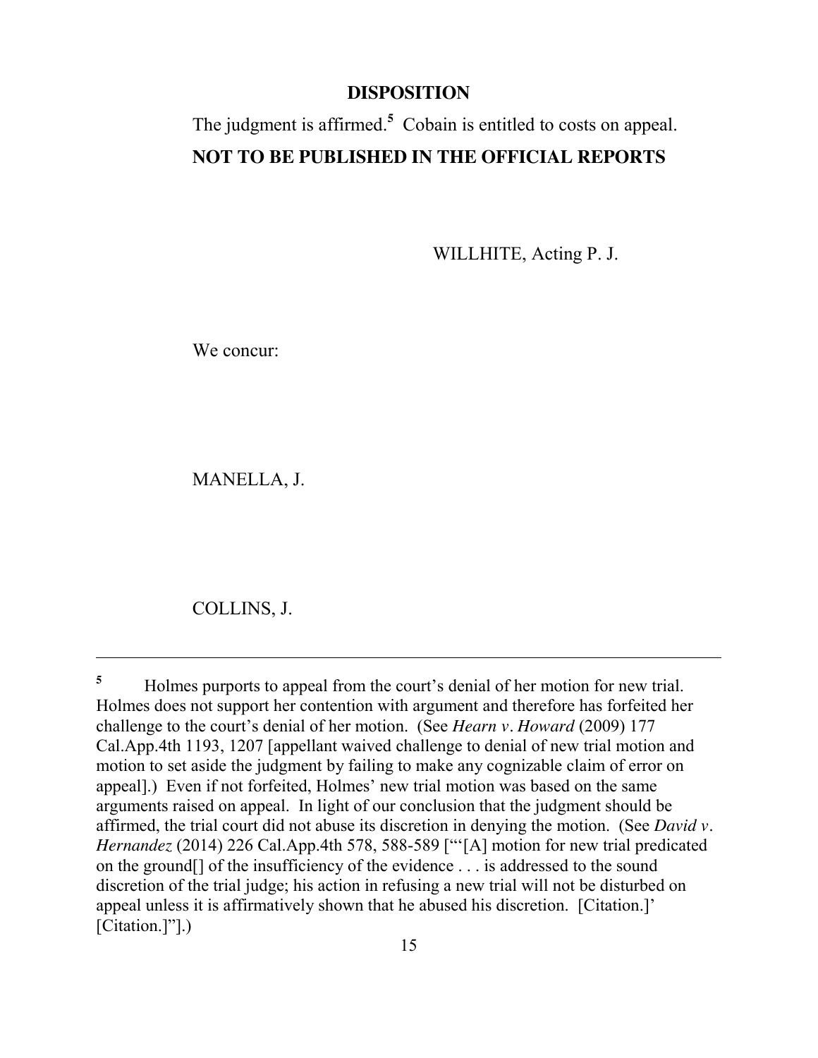## DISPOSITION

The judgment is affirmed.[5] Cobain is entitled to costs on appeal.

**NOT TO BE PUBLISHED IN THE OFFICIAL REPORTS**

WILLHITE, Acting P. J.

We concur:

MANELLA, J.

COLLINS, J.

---

[5] Holmes purports to appeal from the court's denial of her motion for new trial. Holmes does not support her contention with argument and therefore has forfeited her challenge to the court's denial of her motion. (See *Hearn v. Howard* (2009) 177 Cal.App.4th 1193, 1207 [appellant waived challenge to denial of new trial motion and motion to set aside the judgment by failing to make any cognizable claim of error on appeal].) Even if not forfeited, Holmes' new trial motion was based on the same arguments raised on appeal. In light of our conclusion that the judgment should be affirmed, the trial court did not abuse its discretion in denying the motion. (See *David v. Hernandez* (2014) 226 Cal.App.4th 578, 588-589 ["'[A] motion for new trial predicated on the ground[] of the insufficiency of the evidence . . . is addressed to the sound discretion of the trial judge; his action in refusing a new trial will not be disturbed on appeal unless it is affirmatively shown that he abused his discretion. [Citation.]' [Citation.]"].)